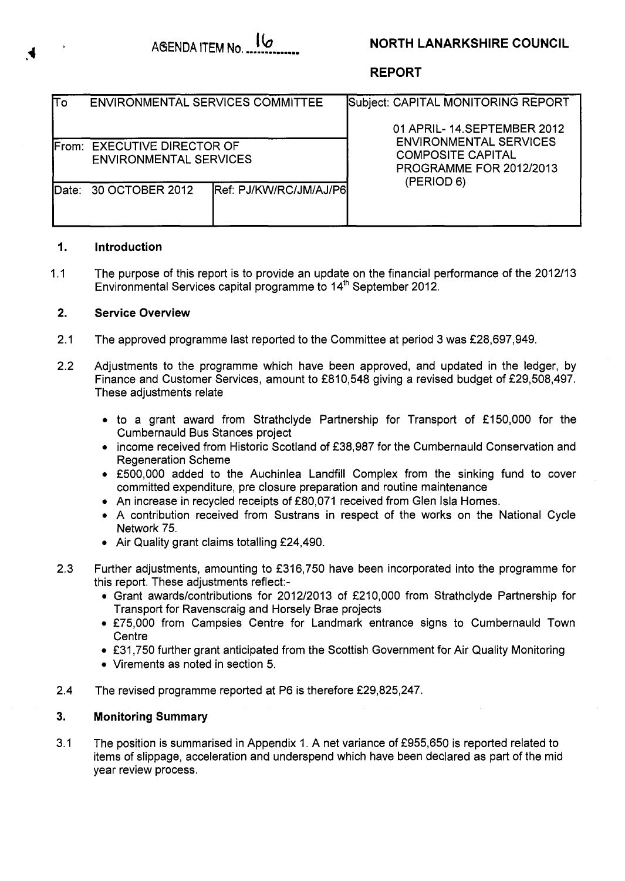AGENDA ITEM No. 16

**NORTH LANARKSHIRE COUNCIL**

**REPORT**

| To ENVIRONMENTAL SERVICES COMMITTEE | | Subject: CAPITAL MONITORING REPORT 01 APRIL- 14.SEPTEMBER 2012 ENVIRONMENTAL SERVICES COMPOSITE CAPITAL PROGRAMME FOR 2012/2013 (PERIOD 6) |
|---|---|---|
| From: EXECUTIVE DIRECTOR OF ENVIRONMENTAL SERVICES | | |
| Date: 30 OCTOBER 2012 | Ref: PJ/KW/RC/JM/AJ/P6 | |

## 1. Introduction

1.1 The purpose of this report is to provide an update on the financial performance of the 2012/13 Environmental Services capital programme to 14th September 2012.

## 2. Service Overview

2.1 The approved programme last reported to the Committee at period 3 was £28,697,949.

2.2 Adjustments to the programme which have been approved, and updated in the ledger, by Finance and Customer Services, amount to £810,548 giving a revised budget of £29,508,497. These adjustments relate

- to a grant award from Strathclyde Partnership for Transport of £150,000 for the Cumbernauld Bus Stances project
- income received from Historic Scotland of £38,987 for the Cumbernauld Conservation and Regeneration Scheme
- £500,000 added to the Auchinlea Landfill Complex from the sinking fund to cover committed expenditure, pre closure preparation and routine maintenance
- An increase in recycled receipts of £80,071 received from Glen Isla Homes.
- A contribution received from Sustrans in respect of the works on the National Cycle Network 75.
- Air Quality grant claims totalling £24,490.

2.3 Further adjustments, amounting to £316,750 have been incorporated into the programme for this report. These adjustments reflect:-

- Grant awards/contributions for 2012/2013 of £210,000 from Strathclyde Partnership for Transport for Ravenscraig and Horsely Brae projects
- £75,000 from Campsies Centre for Landmark entrance signs to Cumbernauld Town Centre
- £31,750 further grant anticipated from the Scottish Government for Air Quality Monitoring
- Virements as noted in section 5.

2.4 The revised programme reported at P6 is therefore £29,825,247.

## 3. Monitoring Summary

3.1 The position is summarised in Appendix 1. A net variance of £955,650 is reported related to items of slippage, acceleration and underspend which have been declared as part of the mid year review process.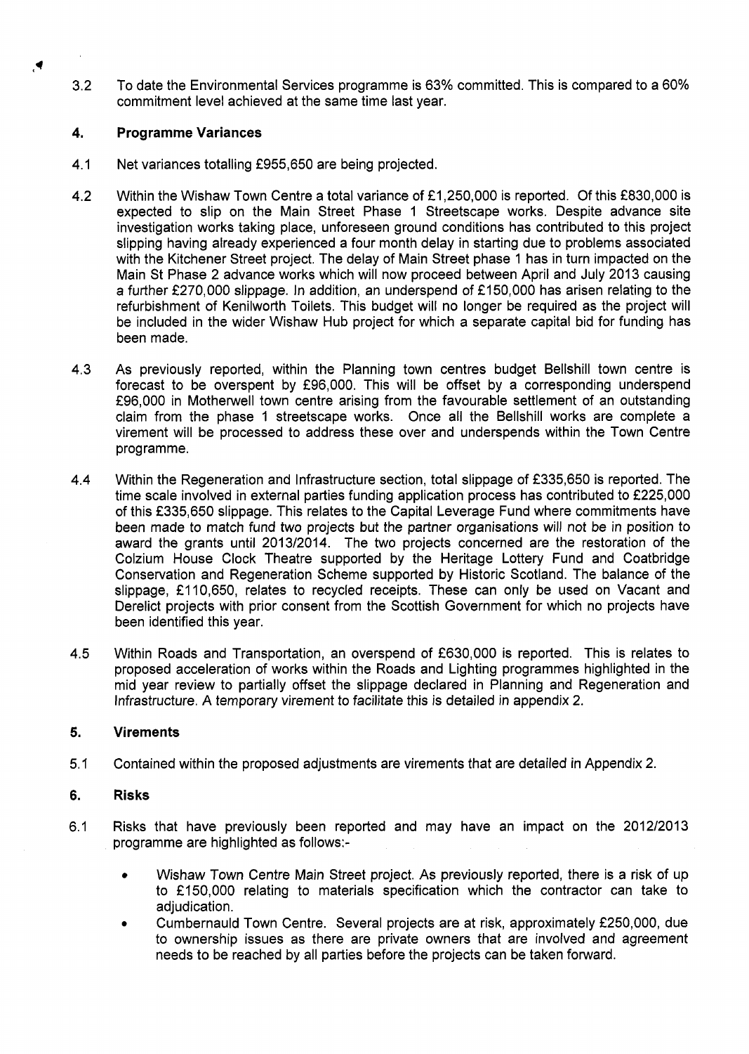3.2 To date the Environmental Services programme is 63% committed. This is compared to a 60% commitment level achieved at the same time last year.

## 4. Programme Variances

4.1 Net variances totalling £955,650 are being projected.

4.2 Within the Wishaw Town Centre a total variance of £1,250,000 is reported. Of this £830,000 is expected to slip on the Main Street Phase 1 Streetscape works. Despite advance site investigation works taking place, unforeseen ground conditions has contributed to this project slipping having already experienced a four month delay in starting due to problems associated with the Kitchener Street project. The delay of Main Street phase 1 has in turn impacted on the Main St Phase 2 advance works which will now proceed between April and July 2013 causing a further £270,000 slippage. In addition, an underspend of £150,000 has arisen relating to the refurbishment of Kenilworth Toilets. This budget will no longer be required as the project will be included in the wider Wishaw Hub project for which a separate capital bid for funding has been made.

4.3 As previously reported, within the Planning town centres budget Bellshill town centre is forecast to be overspent by £96,000. This will be offset by a corresponding underspend £96,000 in Motherwell town centre arising from the favourable settlement of an outstanding claim from the phase 1 streetscape works. Once all the Bellshill works are complete a virement will be processed to address these over and underspends within the Town Centre programme.

4.4 Within the Regeneration and Infrastructure section, total slippage of £335,650 is reported. The time scale involved in external parties funding application process has contributed to £225,000 of this £335,650 slippage. This relates to the Capital Leverage Fund where commitments have been made to match fund two projects but the partner organisations will not be in position to award the grants until 2013/2014. The two projects concerned are the restoration of the Colzium House Clock Theatre supported by the Heritage Lottery Fund and Coatbridge Conservation and Regeneration Scheme supported by Historic Scotland. The balance of the slippage, £110,650, relates to recycled receipts. These can only be used on Vacant and Derelict projects with prior consent from the Scottish Government for which no projects have been identified this year.

4.5 Within Roads and Transportation, an overspend of £630,000 is reported. This is relates to proposed acceleration of works within the Roads and Lighting programmes highlighted in the mid year review to partially offset the slippage declared in Planning and Regeneration and Infrastructure. A temporary virement to facilitate this is detailed in appendix 2.

## 5. Virements

5.1 Contained within the proposed adjustments are virements that are detailed in Appendix 2.

## 6. Risks

6.1 Risks that have previously been reported and may have an impact on the 2012/2013 programme are highlighted as follows:-

- Wishaw Town Centre Main Street project. As previously reported, there is a risk of up to £150,000 relating to materials specification which the contractor can take to adjudication.
- Cumbernauld Town Centre. Several projects are at risk, approximately £250,000, due to ownership issues as there are private owners that are involved and agreement needs to be reached by all parties before the projects can be taken forward.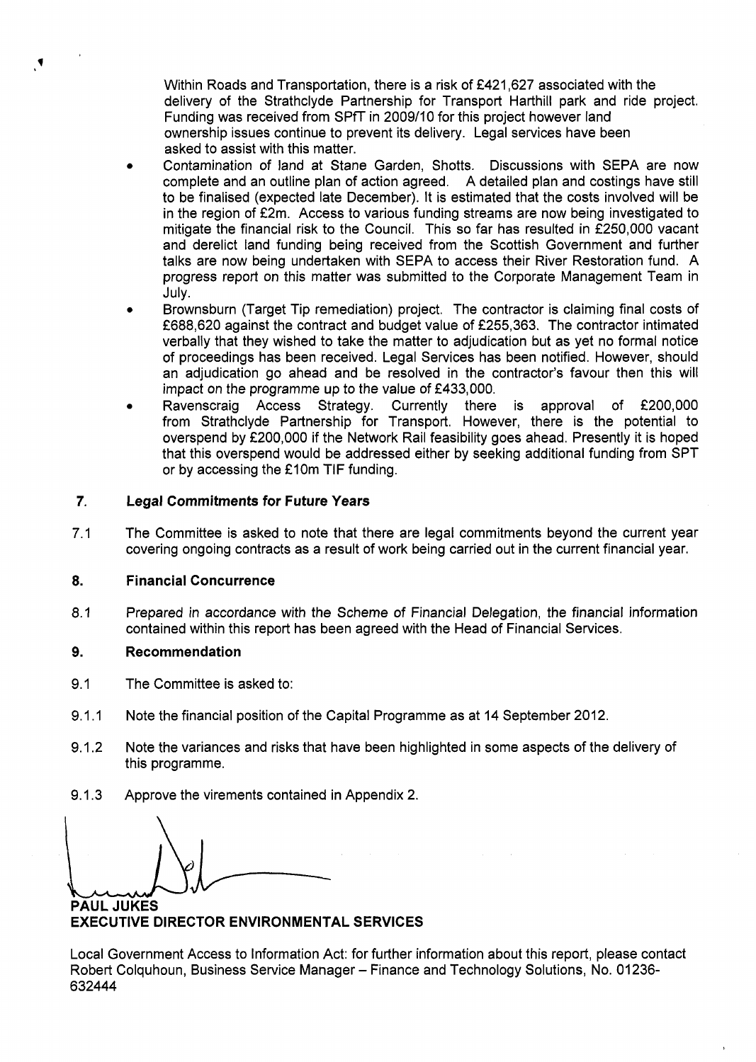Within Roads and Transportation, there is a risk of £421,627 associated with the delivery of the Strathclyde Partnership for Transport Harthill park and ride project. Funding was received from SPfT in 2009/10 for this project however land ownership issues continue to prevent its delivery. Legal services have been asked to assist with this matter.

- Contamination of land at Stane Garden, Shotts. Discussions with SEPA are now complete and an outline plan of action agreed. A detailed plan and costings have still to be finalised (expected late December). It is estimated that the costs involved will be in the region of £2m. Access to various funding streams are now being investigated to mitigate the financial risk to the Council. This so far has resulted in £250,000 vacant and derelict land funding being received from the Scottish Government and further talks are now being undertaken with SEPA to access their River Restoration fund. A progress report on this matter was submitted to the Corporate Management Team in July.
- Brownsburn (Target Tip remediation) project. The contractor is claiming final costs of £688,620 against the contract and budget value of £255,363. The contractor intimated verbally that they wished to take the matter to adjudication but as yet no formal notice of proceedings has been received. Legal Services has been notified. However, should an adjudication go ahead and be resolved in the contractor's favour then this will impact on the programme up to the value of £433,000.
- Ravenscraig Access Strategy. Currently there is approval of £200,000 from Strathclyde Partnership for Transport. However, there is the potential to overspend by £200,000 if the Network Rail feasibility goes ahead. Presently it is hoped that this overspend would be addressed either by seeking additional funding from SPT or by accessing the £10m TIF funding.

## 7. Legal Commitments for Future Years

7.1 The Committee is asked to note that there are legal commitments beyond the current year covering ongoing contracts as a result of work being carried out in the current financial year.

## 8. Financial Concurrence

8.1 Prepared in accordance with the Scheme of Financial Delegation, the financial information contained within this report has been agreed with the Head of Financial Services.

## 9. Recommendation

9.1 The Committee is asked to:

9.1.1 Note the financial position of the Capital Programme as at 14 September 2012.

9.1.2 Note the variances and risks that have been highlighted in some aspects of the delivery of this programme.

9.1.3 Approve the virements contained in Appendix 2.

**PAUL JUKES**
**EXECUTIVE DIRECTOR ENVIRONMENTAL SERVICES**

Local Government Access to Information Act: for further information about this report, please contact Robert Colquhoun, Business Service Manager – Finance and Technology Solutions, No. 01236-632444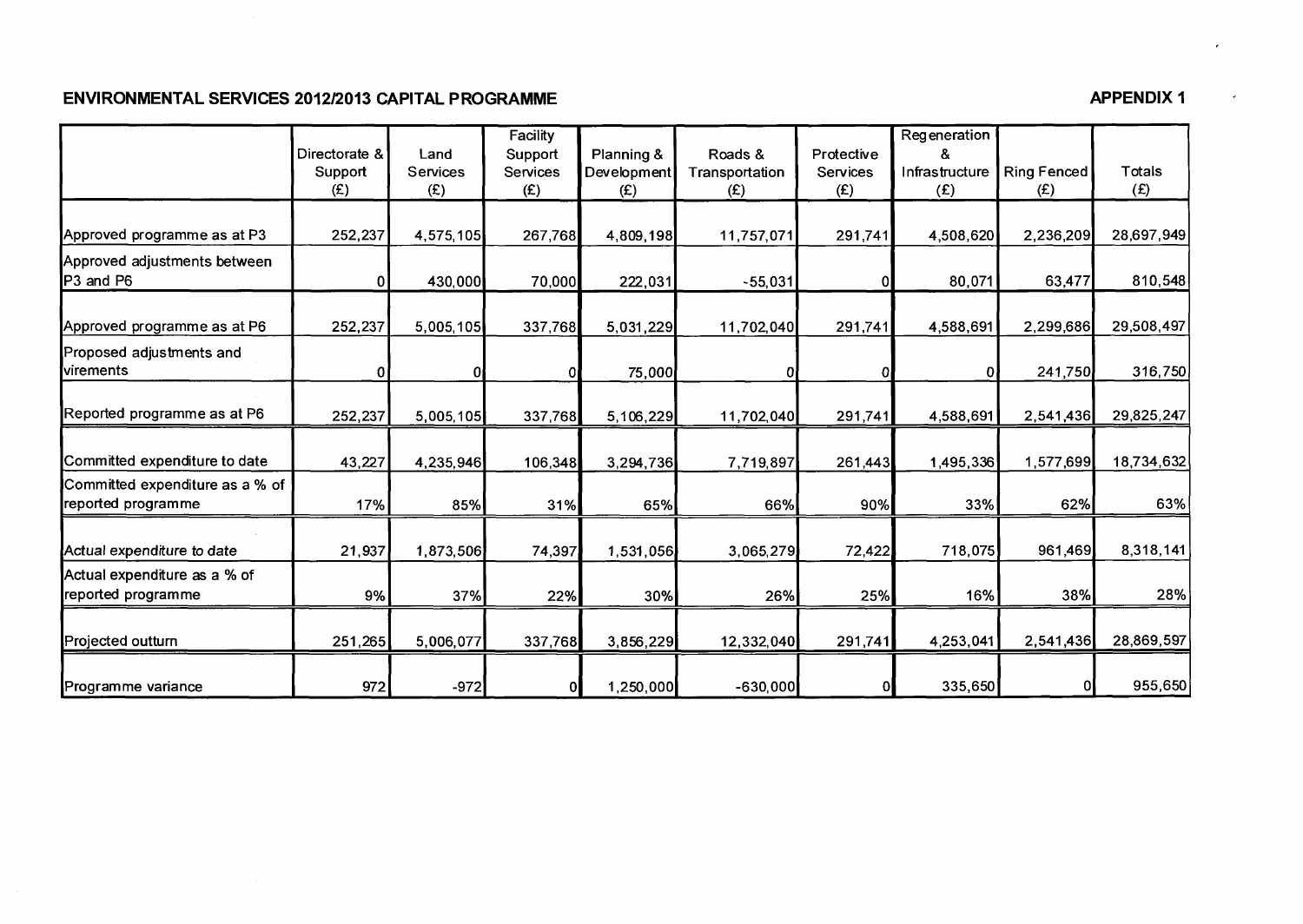**ENVIRONMENTAL SERVICES 2012/2013 CAPITAL PROGRAMME**

**APPENDIX 1**

| | Directorate & Support (£) | Land Services (£) | Facility Support Services (£) | Planning & Development (£) | Roads & Transportation (£) | Protective Services (£) | Regeneration & Infrastructure (£) | Ring Fenced (£) | Totals (£) |
|---|---|---|---|---|---|---|---|---|---|
| Approved programme as at P3 | 252,237 | 4,575,105 | 267,768 | 4,809,198 | 11,757,071 | 291,741 | 4,508,620 | 2,236,209 | 28,697,949 |
| Approved adjustments between P3 and P6 | 0 | 430,000 | 70,000 | 222,031 | -55,031 | 0 | 80,071 | 63,477 | 810,548 |
| Approved programme as at P6 | 252,237 | 5,005,105 | 337,768 | 5,031,229 | 11,702,040 | 291,741 | 4,588,691 | 2,299,686 | 29,508,497 |
| Proposed adjustments and virements | 0 | 0 | 0 | 75,000 | 0 | 0 | 0 | 241,750 | 316,750 |
| Reported programme as at P6 | 252,237 | 5,005,105 | 337,768 | 5,106,229 | 11,702,040 | 291,741 | 4,588,691 | 2,541,436 | 29,825,247 |
| Committed expenditure to date | 43,227 | 4,235,946 | 106,348 | 3,294,736 | 7,719,897 | 261,443 | 1,495,336 | 1,577,699 | 18,734,632 |
| Committed expenditure as a % of reported programme | 17% | 85% | 31% | 65% | 66% | 90% | 33% | 62% | 63% |
| Actual expenditure to date | 21,937 | 1,873,506 | 74,397 | 1,531,056 | 3,065,279 | 72,422 | 718,075 | 961,469 | 8,318,141 |
| Actual expenditure as a % of reported programme | 9% | 37% | 22% | 30% | 26% | 25% | 16% | 38% | 28% |
| Projected outturn | 251,265 | 5,006,077 | 337,768 | 3,856,229 | 12,332,040 | 291,741 | 4,253,041 | 2,541,436 | 28,869,597 |
| Programme variance | 972 | -972 | 0 | 1,250,000 | -630,000 | 0 | 335,650 | 0 | 955,650 |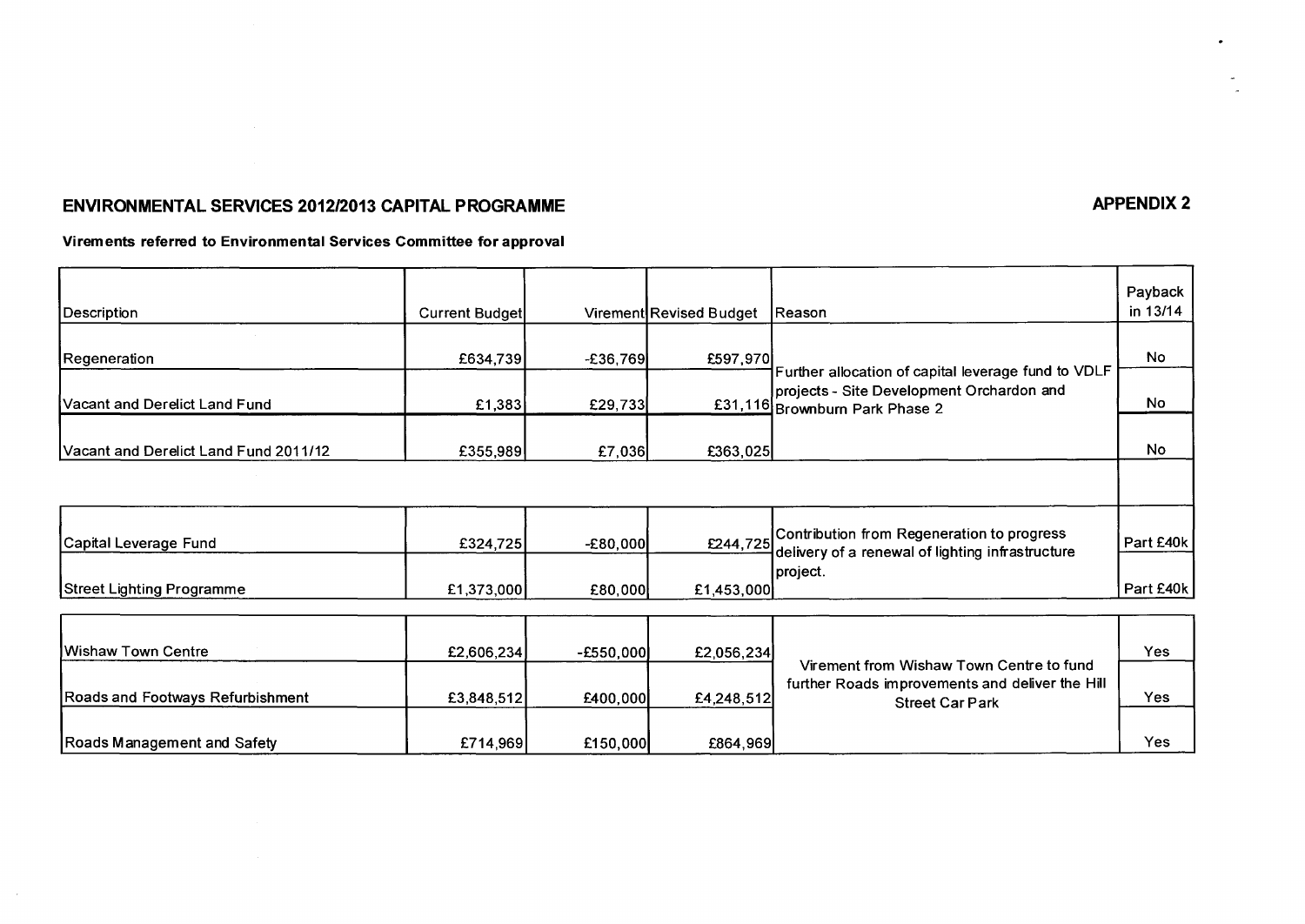## ENVIRONMENTAL SERVICES 2012/2013 CAPITAL PROGRAMME

**APPENDIX 2**

**Virements referred to Environmental Services Committee for approval**

| Description | Current Budget | Virement | Revised Budget | Reason | Payback in 13/14 |
|---|---|---|---|---|---|
| Regeneration | £634,739 | -£36,769 | £597,970 | Further allocation of capital leverage fund to VDLF projects - Site Development Orchardon and Brownburn Park Phase 2 | No |
| Vacant and Derelict Land Fund | £1,383 | £29,733 | £31,116 | | No |
| Vacant and Derelict Land Fund 2011/12 | £355,989 | £7,036 | £363,025 | | No |
| | | | | | |
| Capital Leverage Fund | £324,725 | -£80,000 | £244,725 | Contribution from Regeneration to progress delivery of a renewal of lighting infrastructure project. | Part £40k |
| Street Lighting Programme | £1,373,000 | £80,000 | £1,453,000 | | Part £40k |
| Wishaw Town Centre | £2,606,234 | -£550,000 | £2,056,234 | Virement from Wishaw Town Centre to fund further Roads improvements and deliver the Hill Street Car Park | Yes |
| Roads and Footways Refurbishment | £3,848,512 | £400,000 | £4,248,512 | | Yes |
| Roads Management and Safety | £714,969 | £150,000 | £864,969 | | Yes |